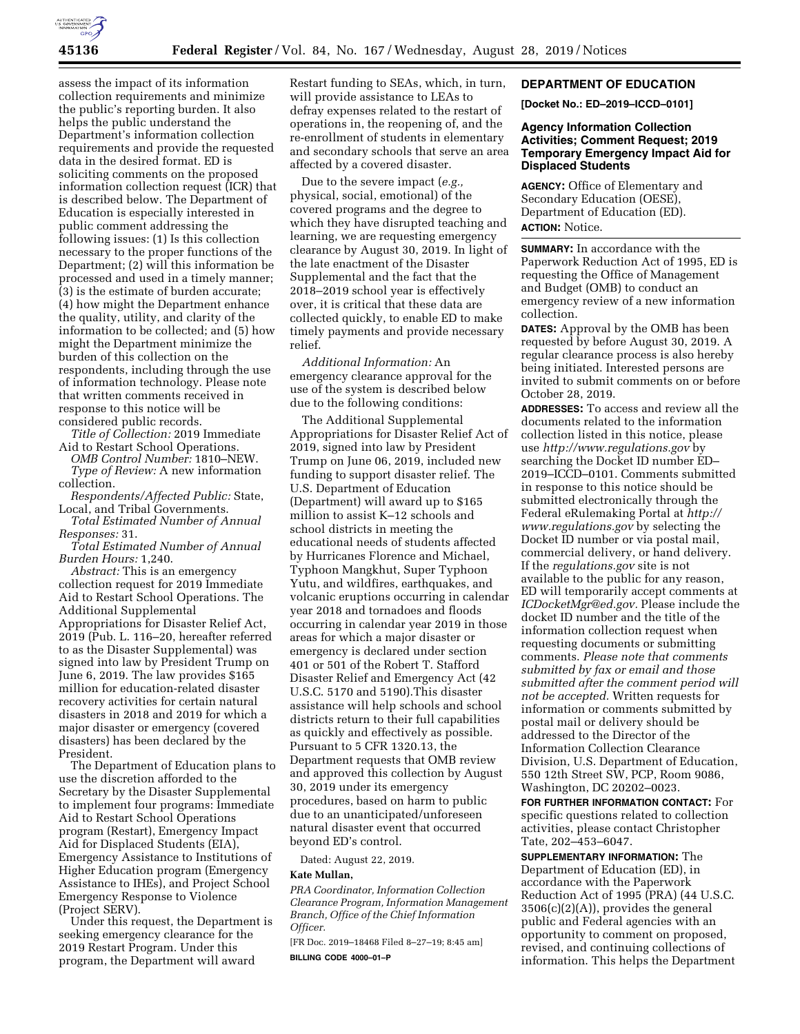assess the impact of its information collection requirements and minimize the public's reporting burden. It also helps the public understand the Department's information collection requirements and provide the requested data in the desired format. ED is soliciting comments on the proposed information collection request (ICR) that is described below. The Department of Education is especially interested in public comment addressing the following issues: (1) Is this collection necessary to the proper functions of the Department; (2) will this information be processed and used in a timely manner; (3) is the estimate of burden accurate; (4) how might the Department enhance the quality, utility, and clarity of the information to be collected; and (5) how might the Department minimize the burden of this collection on the respondents, including through the use of information technology. Please note that written comments received in response to this notice will be considered public records.

*Title of Collection:* 2019 Immediate Aid to Restart School Operations.

*OMB Control Number:* 1810–NEW.

*Type of Review:* A new information collection.

*Respondents/Affected Public:* State, Local, and Tribal Governments.

*Total Estimated Number of Annual Responses:* 31.

*Total Estimated Number of Annual Burden Hours:* 1,240.

*Abstract:* This is an emergency collection request for 2019 Immediate Aid to Restart School Operations. The Additional Supplemental Appropriations for Disaster Relief Act, 2019 (Pub. L. 116–20, hereafter referred to as the Disaster Supplemental) was signed into law by President Trump on June 6, 2019. The law provides $165 million for education-related disaster recovery activities for certain natural disasters in 2018 and 2019 for which a major disaster or emergency (covered disasters) has been declared by the President.

The Department of Education plans to use the discretion afforded to the Secretary by the Disaster Supplemental to implement four programs: Immediate Aid to Restart School Operations program (Restart), Emergency Impact Aid for Displaced Students (EIA), Emergency Assistance to Institutions of Higher Education program (Emergency Assistance to IHEs), and Project School Emergency Response to Violence (Project SERV).

Under this request, the Department is seeking emergency clearance for the 2019 Restart Program. Under this program, the Department will award Restart funding to SEAs, which, in turn, will provide assistance to LEAs to defray expenses related to the restart of operations in, the reopening of, and the re-enrollment of students in elementary and secondary schools that serve an area affected by a covered disaster.

Due to the severe impact (*e.g.,* physical, social, emotional) of the covered programs and the degree to which they have disrupted teaching and learning, we are requesting emergency clearance by August 30, 2019. In light of the late enactment of the Disaster Supplemental and the fact that the 2018–2019 school year is effectively over, it is critical that these data are collected quickly, to enable ED to make timely payments and provide necessary relief.

*Additional Information:* An emergency clearance approval for the use of the system is described below due to the following conditions:

The Additional Supplemental Appropriations for Disaster Relief Act of 2019, signed into law by President Trump on June 06, 2019, included new funding to support disaster relief. The U.S. Department of Education (Department) will award up to $165 million to assist K–12 schools and school districts in meeting the educational needs of students affected by Hurricanes Florence and Michael, Typhoon Mangkhut, Super Typhoon Yutu, and wildfires, earthquakes, and volcanic eruptions occurring in calendar year 2018 and tornadoes and floods occurring in calendar year 2019 in those areas for which a major disaster or emergency is declared under section 401 or 501 of the Robert T. Stafford Disaster Relief and Emergency Act (42 U.S.C. 5170 and 5190).This disaster assistance will help schools and school districts return to their full capabilities as quickly and effectively as possible. Pursuant to 5 CFR 1320.13, the Department requests that OMB review and approved this collection by August 30, 2019 under its emergency procedures, based on harm to public due to an unanticipated/unforeseen natural disaster event that occurred beyond ED's control.

Dated: August 22, 2019.

**Kate Mullan,**

*PRA Coordinator, Information Collection Clearance Program, Information Management Branch, Office of the Chief Information Officer.*

[FR Doc. 2019–18468 Filed 8–27–19; 8:45 am]

**BILLING CODE 4000–01–P**

## DEPARTMENT OF EDUCATION

**[Docket No.: ED–2019–ICCD–0101]**

### Agency Information Collection Activities; Comment Request; 2019 Temporary Emergency Impact Aid for Displaced Students

**AGENCY:** Office of Elementary and Secondary Education (OESE), Department of Education (ED).

**ACTION:** Notice.

**SUMMARY:** In accordance with the Paperwork Reduction Act of 1995, ED is requesting the Office of Management and Budget (OMB) to conduct an emergency review of a new information collection.

**DATES:** Approval by the OMB has been requested by before August 30, 2019. A regular clearance process is also hereby being initiated. Interested persons are invited to submit comments on or before October 28, 2019.

**ADDRESSES:** To access and review all the documents related to the information collection listed in this notice, please use *http://www.regulations.gov* by searching the Docket ID number ED–2019–ICCD–0101. Comments submitted in response to this notice should be submitted electronically through the Federal eRulemaking Portal at *http://www.regulations.gov* by selecting the Docket ID number or via postal mail, commercial delivery, or hand delivery. If the *regulations.gov* site is not available to the public for any reason, ED will temporarily accept comments at *ICDocketMgr@ed.gov.* Please include the docket ID number and the title of the information collection request when requesting documents or submitting comments. *Please note that comments submitted by fax or email and those submitted after the comment period will not be accepted.* Written requests for information or comments submitted by postal mail or delivery should be addressed to the Director of the Information Collection Clearance Division, U.S. Department of Education, 550 12th Street SW, PCP, Room 9086, Washington, DC 20202–0023.

**FOR FURTHER INFORMATION CONTACT:** For specific questions related to collection activities, please contact Christopher Tate, 202–453–6047.

**SUPPLEMENTARY INFORMATION:** The Department of Education (ED), in accordance with the Paperwork Reduction Act of 1995 (PRA) (44 U.S.C. 3506(c)(2)(A)), provides the general public and Federal agencies with an opportunity to comment on proposed, revised, and continuing collections of information. This helps the Department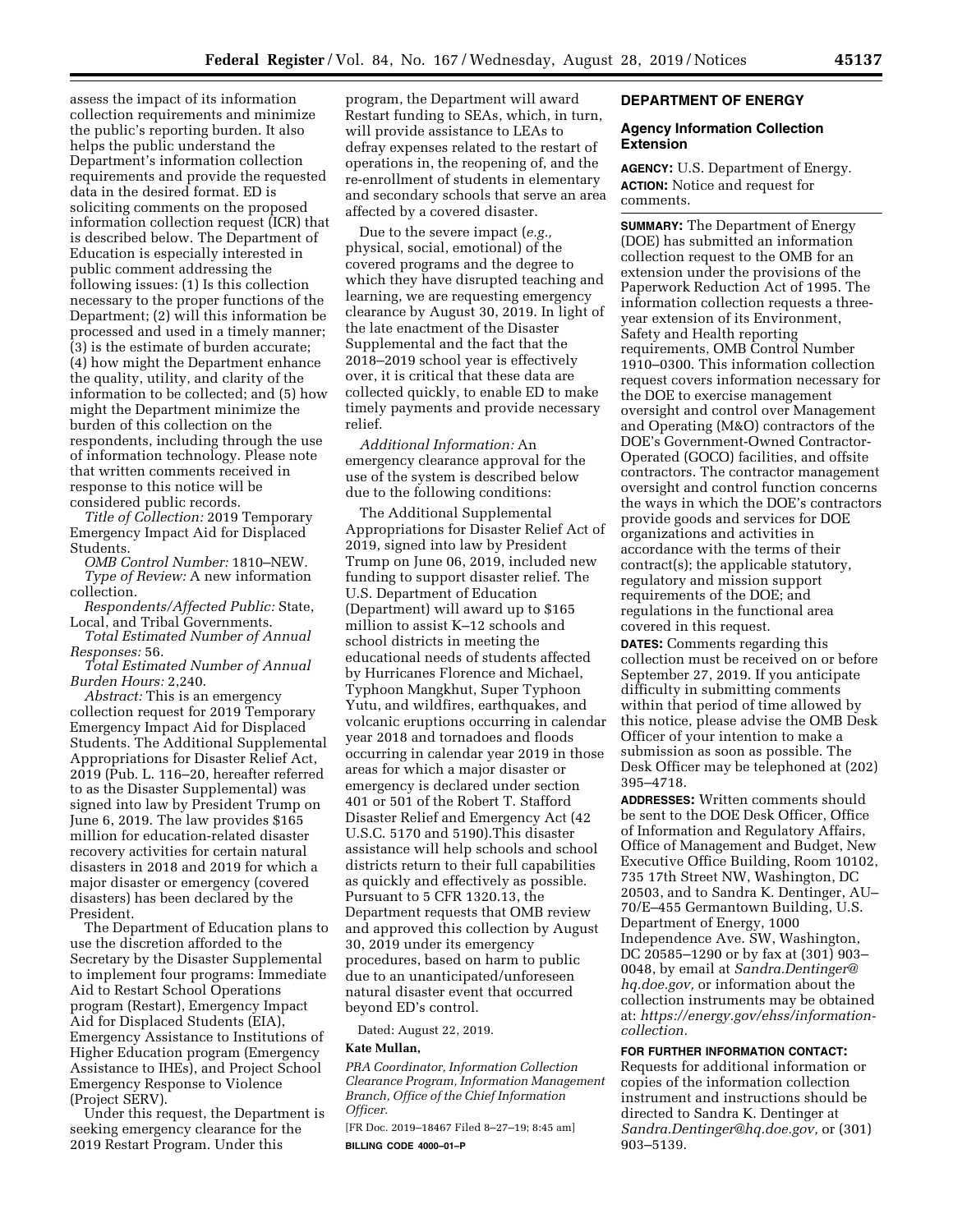assess the impact of its information collection requirements and minimize the public's reporting burden. It also helps the public understand the Department's information collection requirements and provide the requested data in the desired format. ED is soliciting comments on the proposed information collection request (ICR) that is described below. The Department of Education is especially interested in public comment addressing the following issues: (1) Is this collection necessary to the proper functions of the Department; (2) will this information be processed and used in a timely manner; (3) is the estimate of burden accurate; (4) how might the Department enhance the quality, utility, and clarity of the information to be collected; and (5) how might the Department minimize the burden of this collection on the respondents, including through the use of information technology. Please note that written comments received in response to this notice will be considered public records.

*Title of Collection:* 2019 Temporary Emergency Impact Aid for Displaced Students.

*OMB Control Number:* 1810–NEW.

*Type of Review:* A new information collection.

*Respondents/Affected Public:* State, Local, and Tribal Governments.

*Total Estimated Number of Annual Responses:* 56.

*Total Estimated Number of Annual Burden Hours:* 2,240.

*Abstract:* This is an emergency collection request for 2019 Temporary Emergency Impact Aid for Displaced Students. The Additional Supplemental Appropriations for Disaster Relief Act, 2019 (Pub. L. 116–20, hereafter referred to as the Disaster Supplemental) was signed into law by President Trump on June 6, 2019. The law provides $165 million for education-related disaster recovery activities for certain natural disasters in 2018 and 2019 for which a major disaster or emergency (covered disasters) has been declared by the President.

The Department of Education plans to use the discretion afforded to the Secretary by the Disaster Supplemental to implement four programs: Immediate Aid to Restart School Operations program (Restart), Emergency Impact Aid for Displaced Students (EIA), Emergency Assistance to Institutions of Higher Education program (Emergency Assistance to IHEs), and Project School Emergency Response to Violence (Project SERV).

Under this request, the Department is seeking emergency clearance for the 2019 Restart Program. Under this program, the Department will award Restart funding to SEAs, which, in turn, will provide assistance to LEAs to defray expenses related to the restart of operations in, the reopening of, and the re-enrollment of students in elementary and secondary schools that serve an area affected by a covered disaster.

Due to the severe impact (*e.g.,* physical, social, emotional) of the covered programs and the degree to which they have disrupted teaching and learning, we are requesting emergency clearance by August 30, 2019. In light of the late enactment of the Disaster Supplemental and the fact that the 2018–2019 school year is effectively over, it is critical that these data are collected quickly, to enable ED to make timely payments and provide necessary relief.

*Additional Information:* An emergency clearance approval for the use of the system is described below due to the following conditions:

The Additional Supplemental Appropriations for Disaster Relief Act of 2019, signed into law by President Trump on June 06, 2019, included new funding to support disaster relief. The U.S. Department of Education (Department) will award up to $165 million to assist K–12 schools and school districts in meeting the educational needs of students affected by Hurricanes Florence and Michael, Typhoon Mangkhut, Super Typhoon Yutu, and wildfires, earthquakes, and volcanic eruptions occurring in calendar year 2018 and tornadoes and floods occurring in calendar year 2019 in those areas for which a major disaster or emergency is declared under section 401 or 501 of the Robert T. Stafford Disaster Relief and Emergency Act (42 U.S.C. 5170 and 5190).This disaster assistance will help schools and school districts return to their full capabilities as quickly and effectively as possible. Pursuant to 5 CFR 1320.13, the Department requests that OMB review and approved this collection by August 30, 2019 under its emergency procedures, based on harm to public due to an unanticipated/unforeseen natural disaster event that occurred beyond ED's control.

Dated: August 22, 2019.

**Kate Mullan,**

*PRA Coordinator, Information Collection Clearance Program, Information Management Branch, Office of the Chief Information Officer.*

[FR Doc. 2019–18467 Filed 8–27–19; 8:45 am]

**BILLING CODE 4000–01–P**

## DEPARTMENT OF ENERGY

### Agency Information Collection Extension

**AGENCY:** U.S. Department of Energy.

**ACTION:** Notice and request for comments.

**SUMMARY:** The Department of Energy (DOE) has submitted an information collection request to the OMB for an extension under the provisions of the Paperwork Reduction Act of 1995. The information collection requests a three-year extension of its Environment, Safety and Health reporting requirements, OMB Control Number 1910–0300. This information collection request covers information necessary for the DOE to exercise management oversight and control over Management and Operating (M&O) contractors of the DOE's Government-Owned Contractor-Operated (GOCO) facilities, and offsite contractors. The contractor management oversight and control function concerns the ways in which the DOE's contractors provide goods and services for DOE organizations and activities in accordance with the terms of their contract(s); the applicable statutory, regulatory and mission support requirements of the DOE; and regulations in the functional area covered in this request.

**DATES:** Comments regarding this collection must be received on or before September 27, 2019. If you anticipate difficulty in submitting comments within that period of time allowed by this notice, please advise the OMB Desk Officer of your intention to make a submission as soon as possible. The Desk Officer may be telephoned at (202) 395–4718.

**ADDRESSES:** Written comments should be sent to the DOE Desk Officer, Office of Information and Regulatory Affairs, Office of Management and Budget, New Executive Office Building, Room 10102, 735 17th Street NW, Washington, DC 20503, and to Sandra K. Dentinger, AU–70/E–455 Germantown Building, U.S. Department of Energy, 1000 Independence Ave. SW, Washington, DC 20585–1290 or by fax at (301) 903–0048, by email at *Sandra.Dentinger@hq.doe.gov,* or information about the collection instruments may be obtained at: *https://energy.gov/ehss/information-collection.*

**FOR FURTHER INFORMATION CONTACT:** Requests for additional information or copies of the information collection instrument and instructions should be directed to Sandra K. Dentinger at *Sandra.Dentinger@hq.doe.gov,* or (301) 903–5139.